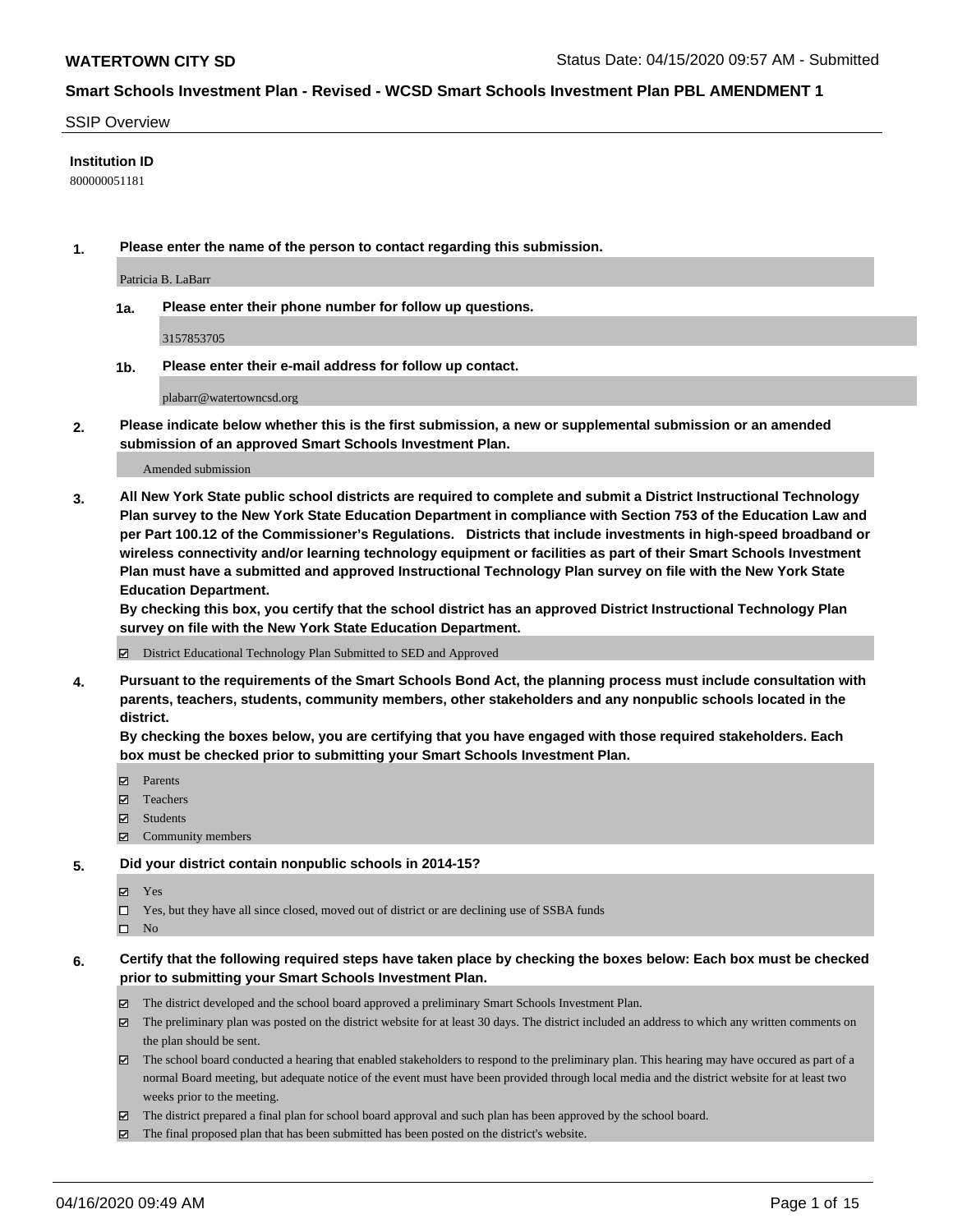**WATERTOWN CITY SD** Status Date: 04/15/2020 09:57 AM - Submitted

## Smart Schools Investment Plan - Revised - WCSD Smart Schools Investment Plan PBL AMENDMENT 1

SSIP Overview

**Institution ID**

800000051181

**1. Please enter the name of the person to contact regarding this submission.**

Patricia B. LaBarr

**1a. Please enter their phone number for follow up questions.**

3157853705

**1b. Please enter their e-mail address for follow up contact.**

plabarr@watertowncsd.org

**2. Please indicate below whether this is the first submission, a new or supplemental submission or an amended submission of an approved Smart Schools Investment Plan.**

Amended submission

**3. All New York State public school districts are required to complete and submit a District Instructional Technology Plan survey to the New York State Education Department in compliance with Section 753 of the Education Law and per Part 100.12 of the Commissioner's Regulations. Districts that include investments in high-speed broadband or wireless connectivity and/or learning technology equipment or facilities as part of their Smart Schools Investment Plan must have a submitted and approved Instructional Technology Plan survey on file with the New York State Education Department.**

**By checking this box, you certify that the school district has an approved District Instructional Technology Plan survey on file with the New York State Education Department.**

- [x] District Educational Technology Plan Submitted to SED and Approved

**4. Pursuant to the requirements of the Smart Schools Bond Act, the planning process must include consultation with parents, teachers, students, community members, other stakeholders and any nonpublic schools located in the district.**

**By checking the boxes below, you are certifying that you have engaged with those required stakeholders. Each box must be checked prior to submitting your Smart Schools Investment Plan.**

- [x] Parents
- [x] Teachers
- [x] Students
- [x] Community members

**5. Did your district contain nonpublic schools in 2014-15?**

- [x] Yes
- [ ] Yes, but they have all since closed, moved out of district or are declining use of SSBA funds
- [ ] No

**6. Certify that the following required steps have taken place by checking the boxes below: Each box must be checked prior to submitting your Smart Schools Investment Plan.**

- [x] The district developed and the school board approved a preliminary Smart Schools Investment Plan.
- [x] The preliminary plan was posted on the district website for at least 30 days. The district included an address to which any written comments on the plan should be sent.
- [x] The school board conducted a hearing that enabled stakeholders to respond to the preliminary plan. This hearing may have occured as part of a normal Board meeting, but adequate notice of the event must have been provided through local media and the district website for at least two weeks prior to the meeting.
- [x] The district prepared a final plan for school board approval and such plan has been approved by the school board.
- [x] The final proposed plan that has been submitted has been posted on the district's website.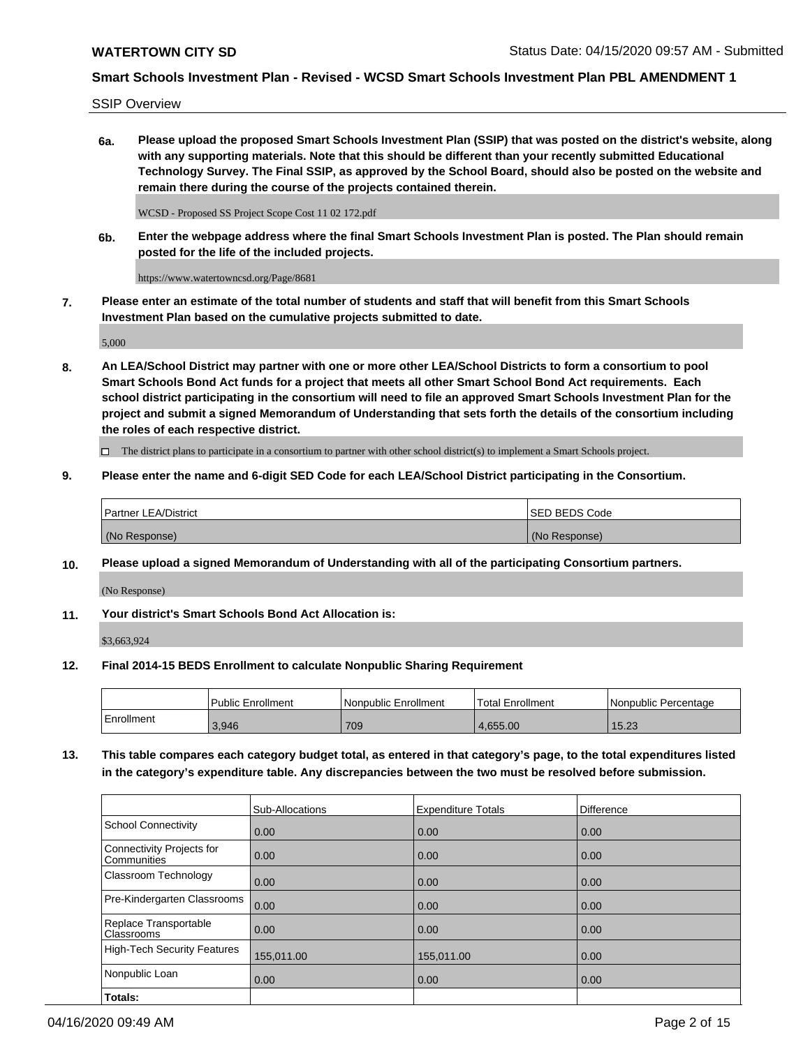SSIP Overview

**6a. Please upload the proposed Smart Schools Investment Plan (SSIP) that was posted on the district's website, along with any supporting materials. Note that this should be different than your recently submitted Educational Technology Survey. The Final SSIP, as approved by the School Board, should also be posted on the website and remain there during the course of the projects contained therein.**

WCSD - Proposed SS Project Scope Cost 11 02 172.pdf

**6b. Enter the webpage address where the final Smart Schools Investment Plan is posted. The Plan should remain posted for the life of the included projects.**

https://www.watertowncsd.org/Page/8681

**7. Please enter an estimate of the total number of students and staff that will benefit from this Smart Schools Investment Plan based on the cumulative projects submitted to date.**

5,000

**8. An LEA/School District may partner with one or more other LEA/School Districts to form a consortium to pool Smart Schools Bond Act funds for a project that meets all other Smart School Bond Act requirements. Each school district participating in the consortium will need to file an approved Smart Schools Investment Plan for the project and submit a signed Memorandum of Understanding that sets forth the details of the consortium including the roles of each respective district.**

☐ The district plans to participate in a consortium to partner with other school district(s) to implement a Smart Schools project.

**9. Please enter the name and 6-digit SED Code for each LEA/School District participating in the Consortium.**

| Partner LEA/District | SED BEDS Code |
|---|---|
| (No Response) | (No Response) |

**10. Please upload a signed Memorandum of Understanding with all of the participating Consortium partners.**

(No Response)

**11. Your district's Smart Schools Bond Act Allocation is:**

$3,663,924

**12. Final 2014-15 BEDS Enrollment to calculate Nonpublic Sharing Requirement**

| | Public Enrollment | Nonpublic Enrollment | Total Enrollment | Nonpublic Percentage |
|---|---|---|---|---|
| Enrollment | 3,946 | 709 | 4,655.00 | 15.23 |

**13. This table compares each category budget total, as entered in that category's page, to the total expenditures listed in the category's expenditure table. Any discrepancies between the two must be resolved before submission.**

| | Sub-Allocations | Expenditure Totals | Difference |
|---|---|---|---|
| School Connectivity | 0.00 | 0.00 | 0.00 |
| Connectivity Projects for Communities | 0.00 | 0.00 | 0.00 |
| Classroom Technology | 0.00 | 0.00 | 0.00 |
| Pre-Kindergarten Classrooms | 0.00 | 0.00 | 0.00 |
| Replace Transportable Classrooms | 0.00 | 0.00 | 0.00 |
| High-Tech Security Features | 155,011.00 | 155,011.00 | 0.00 |
| Nonpublic Loan | 0.00 | 0.00 | 0.00 |
| **Totals:** | | | |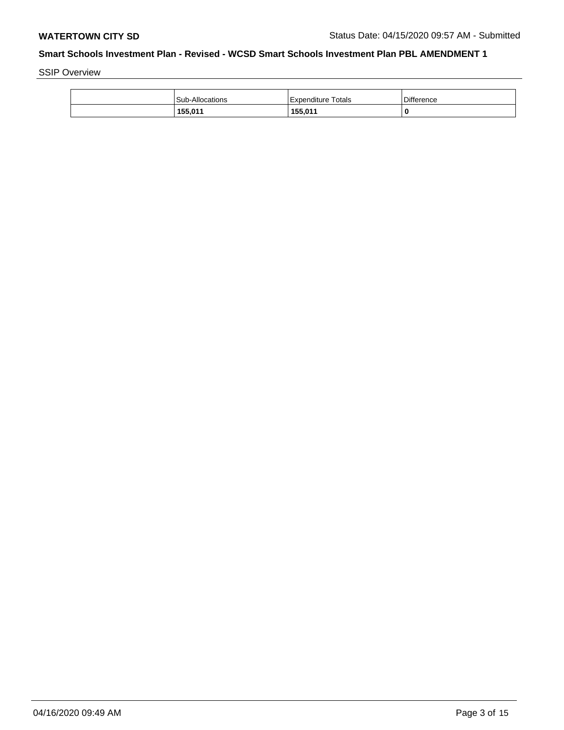## Smart Schools Investment Plan - Revised - WCSD Smart Schools Investment Plan PBL AMENDMENT 1

SSIP Overview

| | Sub-Allocations | Expenditure Totals | Difference |
|---|---|---|---|
| | **155,011** | **155,011** | **0** |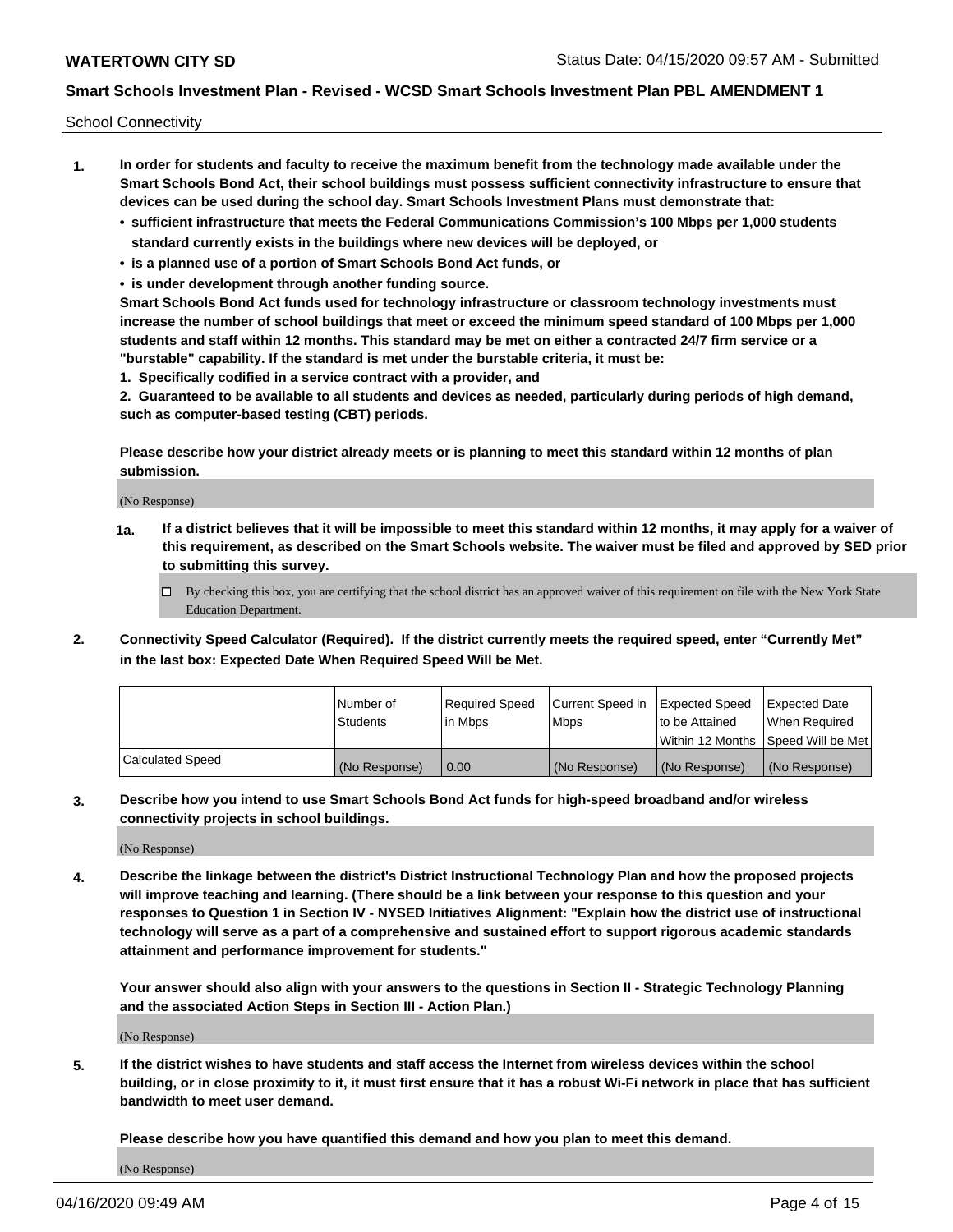School Connectivity

1. **In order for students and faculty to receive the maximum benefit from the technology made available under the Smart Schools Bond Act, their school buildings must possess sufficient connectivity infrastructure to ensure that devices can be used during the school day. Smart Schools Investment Plans must demonstrate that:**
   - **sufficient infrastructure that meets the Federal Communications Commission's 100 Mbps per 1,000 students standard currently exists in the buildings where new devices will be deployed, or**
   - **is a planned use of a portion of Smart Schools Bond Act funds, or**
   - **is under development through another funding source.**

   **Smart Schools Bond Act funds used for technology infrastructure or classroom technology investments must increase the number of school buildings that meet or exceed the minimum speed standard of 100 Mbps per 1,000 students and staff within 12 months. This standard may be met on either a contracted 24/7 firm service or a "burstable" capability. If the standard is met under the burstable criteria, it must be:**

   **1. Specifically codified in a service contract with a provider, and**

   **2. Guaranteed to be available to all students and devices as needed, particularly during periods of high demand, such as computer-based testing (CBT) periods.**

   **Please describe how your district already meets or is planning to meet this standard within 12 months of plan submission.**

   (No Response)

   **1a. If a district believes that it will be impossible to meet this standard within 12 months, it may apply for a waiver of this requirement, as described on the Smart Schools website. The waiver must be filed and approved by SED prior to submitting this survey.**

   ☐ By checking this box, you are certifying that the school district has an approved waiver of this requirement on file with the New York State Education Department.

2. **Connectivity Speed Calculator (Required). If the district currently meets the required speed, enter "Currently Met" in the last box: Expected Date When Required Speed Will be Met.**

| | Number of Students | Required Speed in Mbps | Current Speed in Mbps | Expected Speed to be Attained Within 12 Months | Expected Date When Required Speed Will be Met |
|---|---|---|---|---|---|
| Calculated Speed | (No Response) | 0.00 | (No Response) | (No Response) | (No Response) |

3. **Describe how you intend to use Smart Schools Bond Act funds for high-speed broadband and/or wireless connectivity projects in school buildings.**

   (No Response)

4. **Describe the linkage between the district's District Instructional Technology Plan and how the proposed projects will improve teaching and learning. (There should be a link between your response to this question and your responses to Question 1 in Section IV - NYSED Initiatives Alignment: "Explain how the district use of instructional technology will serve as a part of a comprehensive and sustained effort to support rigorous academic standards attainment and performance improvement for students."**

   **Your answer should also align with your answers to the questions in Section II - Strategic Technology Planning and the associated Action Steps in Section III - Action Plan.)**

   (No Response)

5. **If the district wishes to have students and staff access the Internet from wireless devices within the school building, or in close proximity to it, it must first ensure that it has a robust Wi-Fi network in place that has sufficient bandwidth to meet user demand.**

   **Please describe how you have quantified this demand and how you plan to meet this demand.**

   (No Response)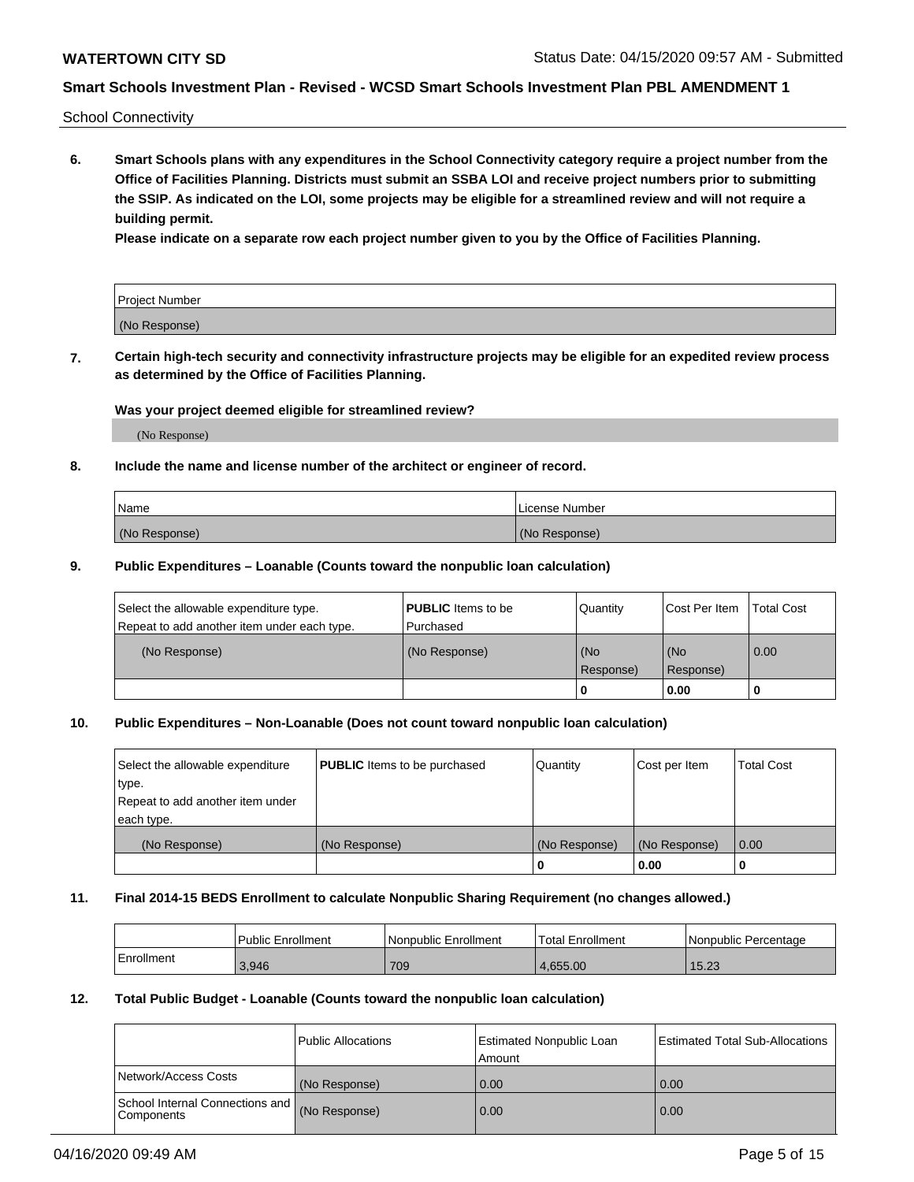School Connectivity

**6. Smart Schools plans with any expenditures in the School Connectivity category require a project number from the Office of Facilities Planning. Districts must submit an SSBA LOI and receive project numbers prior to submitting the SSIP. As indicated on the LOI, some projects may be eligible for a streamlined review and will not require a building permit.**

**Please indicate on a separate row each project number given to you by the Office of Facilities Planning.**

| Project Number |
|---|
| (No Response) |

**7. Certain high-tech security and connectivity infrastructure projects may be eligible for an expedited review process as determined by the Office of Facilities Planning.**

**Was your project deemed eligible for streamlined review?**

(No Response)

**8. Include the name and license number of the architect or engineer of record.**

| Name | License Number |
|---|---|
| (No Response) | (No Response) |

**9. Public Expenditures – Loanable (Counts toward the nonpublic loan calculation)**

| Select the allowable expenditure type. Repeat to add another item under each type. | **PUBLIC** Items to be Purchased | Quantity | Cost Per Item | Total Cost |
|---|---|---|---|---|
| (No Response) | (No Response) | (No Response) | (No Response) | 0.00 |
| | | 0 | 0.00 | 0 |

**10. Public Expenditures – Non-Loanable (Does not count toward nonpublic loan calculation)**

| Select the allowable expenditure type. Repeat to add another item under each type. | **PUBLIC** Items to be purchased | Quantity | Cost per Item | Total Cost |
|---|---|---|---|---|
| (No Response) | (No Response) | (No Response) | (No Response) | 0.00 |
| | | 0 | 0.00 | 0 |

**11. Final 2014-15 BEDS Enrollment to calculate Nonpublic Sharing Requirement (no changes allowed.)**

| | Public Enrollment | Nonpublic Enrollment | Total Enrollment | Nonpublic Percentage |
|---|---|---|---|---|
| Enrollment | 3,946 | 709 | 4,655.00 | 15.23 |

**12. Total Public Budget - Loanable (Counts toward the nonpublic loan calculation)**

| | Public Allocations | Estimated Nonpublic Loan Amount | Estimated Total Sub-Allocations |
|---|---|---|---|
| Network/Access Costs | (No Response) | 0.00 | 0.00 |
| School Internal Connections and Components | (No Response) | 0.00 | 0.00 |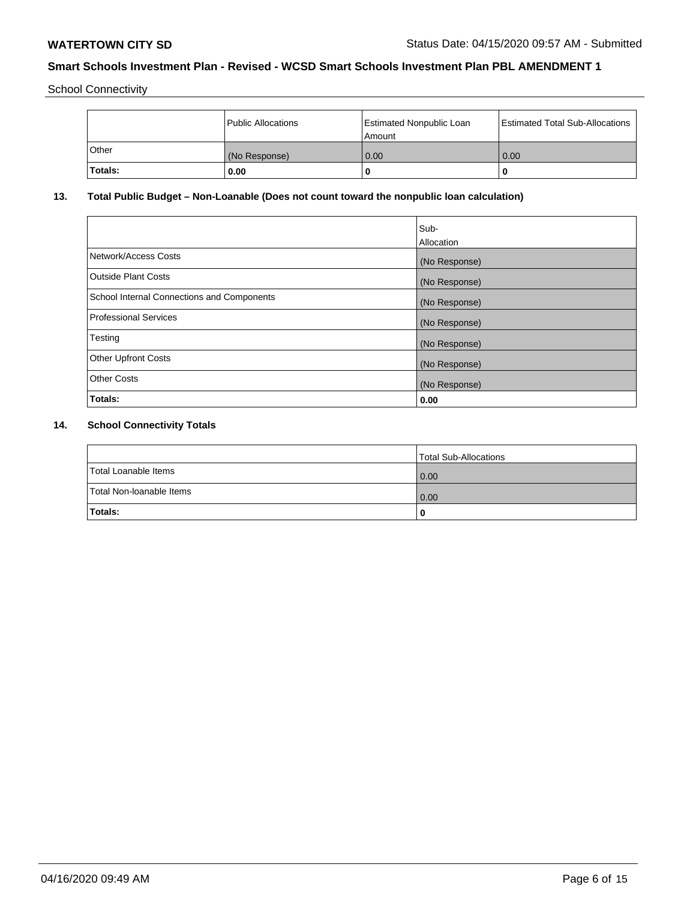School Connectivity

| | Public Allocations | Estimated Nonpublic Loan Amount | Estimated Total Sub-Allocations |
|---|---|---|---|
| Other | (No Response) | 0.00 | 0.00 |
| **Totals:** | **0.00** | **0** | **0** |

## 13. Total Public Budget – Non-Loanable (Does not count toward the nonpublic loan calculation)

| | Sub-Allocation |
|---|---|
| Network/Access Costs | (No Response) |
| Outside Plant Costs | (No Response) |
| School Internal Connections and Components | (No Response) |
| Professional Services | (No Response) |
| Testing | (No Response) |
| Other Upfront Costs | (No Response) |
| Other Costs | (No Response) |
| **Totals:** | **0.00** |

## 14. School Connectivity Totals

| | Total Sub-Allocations |
|---|---|
| Total Loanable Items | 0.00 |
| Total Non-loanable Items | 0.00 |
| **Totals:** | **0** |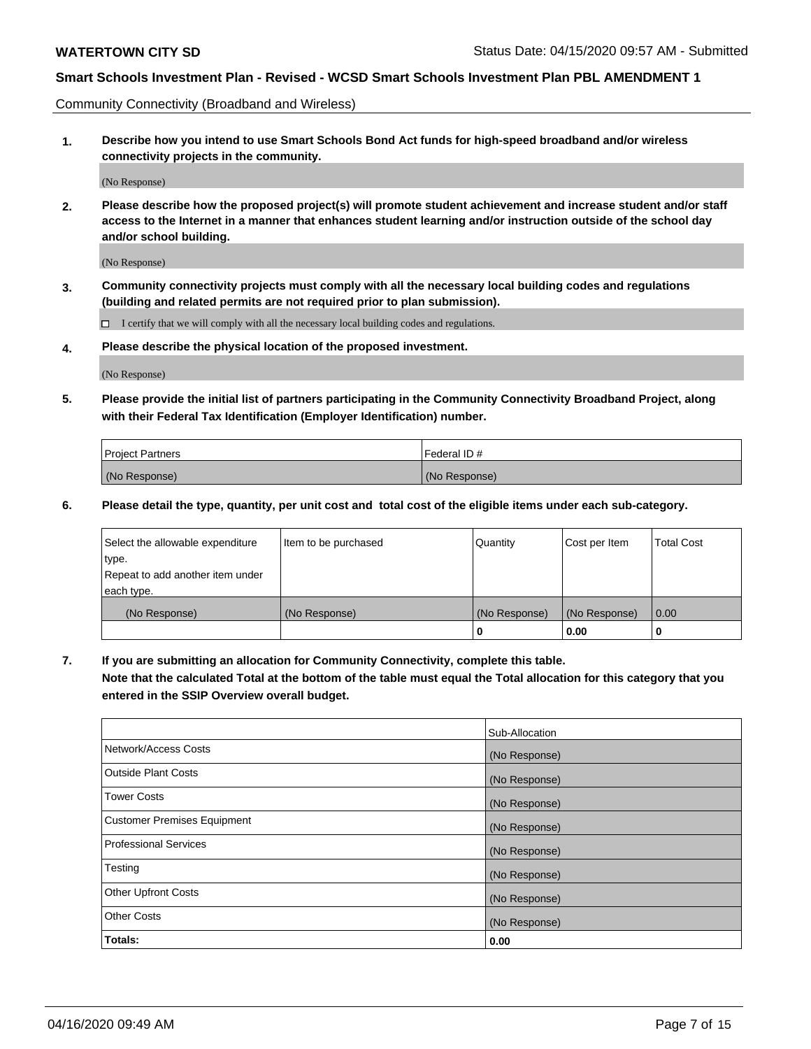Community Connectivity (Broadband and Wireless)

**1. Describe how you intend to use Smart Schools Bond Act funds for high-speed broadband and/or wireless connectivity projects in the community.**

(No Response)

**2. Please describe how the proposed project(s) will promote student achievement and increase student and/or staff access to the Internet in a manner that enhances student learning and/or instruction outside of the school day and/or school building.**

(No Response)

**3. Community connectivity projects must comply with all the necessary local building codes and regulations (building and related permits are not required prior to plan submission).**

☐ I certify that we will comply with all the necessary local building codes and regulations.

**4. Please describe the physical location of the proposed investment.**

(No Response)

**5. Please provide the initial list of partners participating in the Community Connectivity Broadband Project, along with their Federal Tax Identification (Employer Identification) number.**

| Project Partners | Federal ID # |
| --- | --- |
| (No Response) | (No Response) |

**6. Please detail the type, quantity, per unit cost and total cost of the eligible items under each sub-category.**

| Select the allowable expenditure type. Repeat to add another item under each type. | Item to be purchased | Quantity | Cost per Item | Total Cost |
| --- | --- | --- | --- | --- |
| (No Response) | (No Response) | (No Response) | (No Response) | 0.00 |
| | | 0 | 0.00 | 0 |

**7. If you are submitting an allocation for Community Connectivity, complete this table. Note that the calculated Total at the bottom of the table must equal the Total allocation for this category that you entered in the SSIP Overview overall budget.**

| | Sub-Allocation |
| --- | --- |
| Network/Access Costs | (No Response) |
| Outside Plant Costs | (No Response) |
| Tower Costs | (No Response) |
| Customer Premises Equipment | (No Response) |
| Professional Services | (No Response) |
| Testing | (No Response) |
| Other Upfront Costs | (No Response) |
| Other Costs | (No Response) |
| **Totals:** | **0.00** |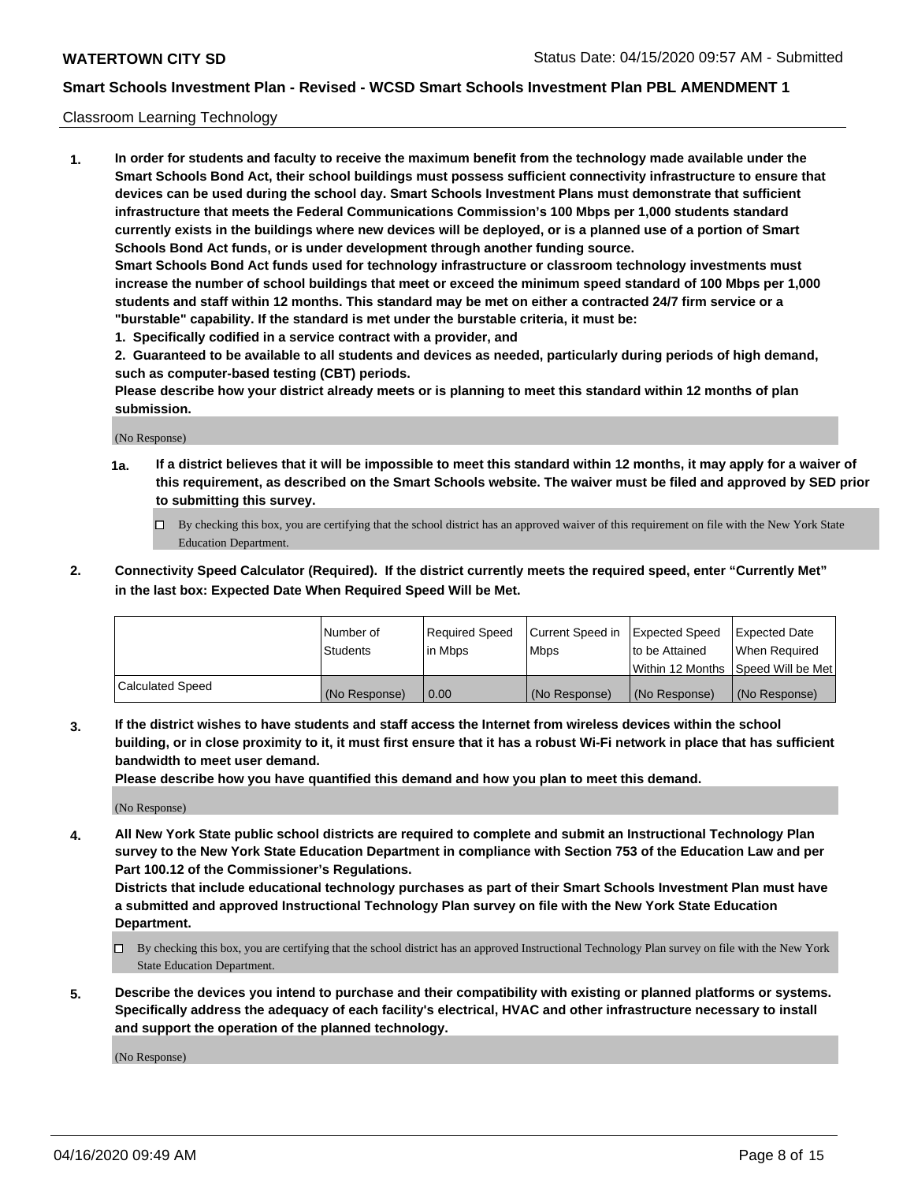Classroom Learning Technology

**1. In order for students and faculty to receive the maximum benefit from the technology made available under the Smart Schools Bond Act, their school buildings must possess sufficient connectivity infrastructure to ensure that devices can be used during the school day. Smart Schools Investment Plans must demonstrate that sufficient infrastructure that meets the Federal Communications Commission's 100 Mbps per 1,000 students standard currently exists in the buildings where new devices will be deployed, or is a planned use of a portion of Smart Schools Bond Act funds, or is under development through another funding source.**

**Smart Schools Bond Act funds used for technology infrastructure or classroom technology investments must increase the number of school buildings that meet or exceed the minimum speed standard of 100 Mbps per 1,000 students and staff within 12 months. This standard may be met on either a contracted 24/7 firm service or a "burstable" capability. If the standard is met under the burstable criteria, it must be:**

**1. Specifically codified in a service contract with a provider, and**

**2. Guaranteed to be available to all students and devices as needed, particularly during periods of high demand, such as computer-based testing (CBT) periods.**

**Please describe how your district already meets or is planning to meet this standard within 12 months of plan submission.**

(No Response)

**1a. If a district believes that it will be impossible to meet this standard within 12 months, it may apply for a waiver of this requirement, as described on the Smart Schools website. The waiver must be filed and approved by SED prior to submitting this survey.**

- ☐ By checking this box, you are certifying that the school district has an approved waiver of this requirement on file with the New York State Education Department.

**2. Connectivity Speed Calculator (Required). If the district currently meets the required speed, enter "Currently Met" in the last box: Expected Date When Required Speed Will be Met.**

| | Number of Students | Required Speed in Mbps | Current Speed in Mbps | Expected Speed to be Attained Within 12 Months | Expected Date When Required Speed Will be Met |
|---|---|---|---|---|---|
| Calculated Speed | (No Response) | 0.00 | (No Response) | (No Response) | (No Response) |

**3. If the district wishes to have students and staff access the Internet from wireless devices within the school building, or in close proximity to it, it must first ensure that it has a robust Wi-Fi network in place that has sufficient bandwidth to meet user demand.**

**Please describe how you have quantified this demand and how you plan to meet this demand.**

(No Response)

**4. All New York State public school districts are required to complete and submit an Instructional Technology Plan survey to the New York State Education Department in compliance with Section 753 of the Education Law and per Part 100.12 of the Commissioner's Regulations.**

**Districts that include educational technology purchases as part of their Smart Schools Investment Plan must have a submitted and approved Instructional Technology Plan survey on file with the New York State Education Department.**

- ☐ By checking this box, you are certifying that the school district has an approved Instructional Technology Plan survey on file with the New York State Education Department.

**5. Describe the devices you intend to purchase and their compatibility with existing or planned platforms or systems. Specifically address the adequacy of each facility's electrical, HVAC and other infrastructure necessary to install and support the operation of the planned technology.**

(No Response)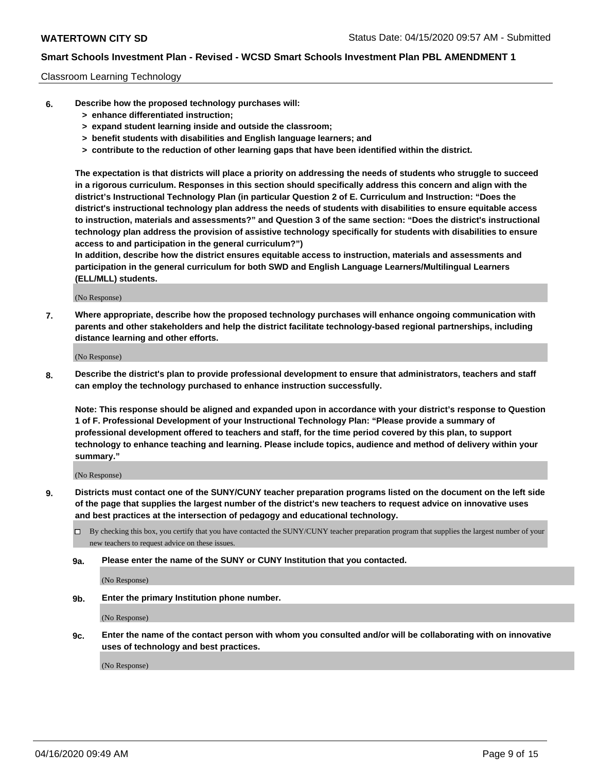Classroom Learning Technology

**6. Describe how the proposed technology purchases will:**
- **> enhance differentiated instruction;**
- **> expand student learning inside and outside the classroom;**
- **> benefit students with disabilities and English language learners; and**
- **> contribute to the reduction of other learning gaps that have been identified within the district.**

**The expectation is that districts will place a priority on addressing the needs of students who struggle to succeed in a rigorous curriculum. Responses in this section should specifically address this concern and align with the district's Instructional Technology Plan (in particular Question 2 of E. Curriculum and Instruction: "Does the district's instructional technology plan address the needs of students with disabilities to ensure equitable access to instruction, materials and assessments?" and Question 3 of the same section: "Does the district's instructional technology plan address the provision of assistive technology specifically for students with disabilities to ensure access to and participation in the general curriculum?")**

**In addition, describe how the district ensures equitable access to instruction, materials and assessments and participation in the general curriculum for both SWD and English Language Learners/Multilingual Learners (ELL/MLL) students.**

(No Response)

**7. Where appropriate, describe how the proposed technology purchases will enhance ongoing communication with parents and other stakeholders and help the district facilitate technology-based regional partnerships, including distance learning and other efforts.**

(No Response)

**8. Describe the district's plan to provide professional development to ensure that administrators, teachers and staff can employ the technology purchased to enhance instruction successfully.**

**Note: This response should be aligned and expanded upon in accordance with your district's response to Question 1 of F. Professional Development of your Instructional Technology Plan: "Please provide a summary of professional development offered to teachers and staff, for the time period covered by this plan, to support technology to enhance teaching and learning. Please include topics, audience and method of delivery within your summary."**

(No Response)

**9. Districts must contact one of the SUNY/CUNY teacher preparation programs listed on the document on the left side of the page that supplies the largest number of the district's new teachers to request advice on innovative uses and best practices at the intersection of pedagogy and educational technology.**

☐ By checking this box, you certify that you have contacted the SUNY/CUNY teacher preparation program that supplies the largest number of your new teachers to request advice on these issues.

**9a. Please enter the name of the SUNY or CUNY Institution that you contacted.**

(No Response)

**9b. Enter the primary Institution phone number.**

(No Response)

**9c. Enter the name of the contact person with whom you consulted and/or will be collaborating with on innovative uses of technology and best practices.**

(No Response)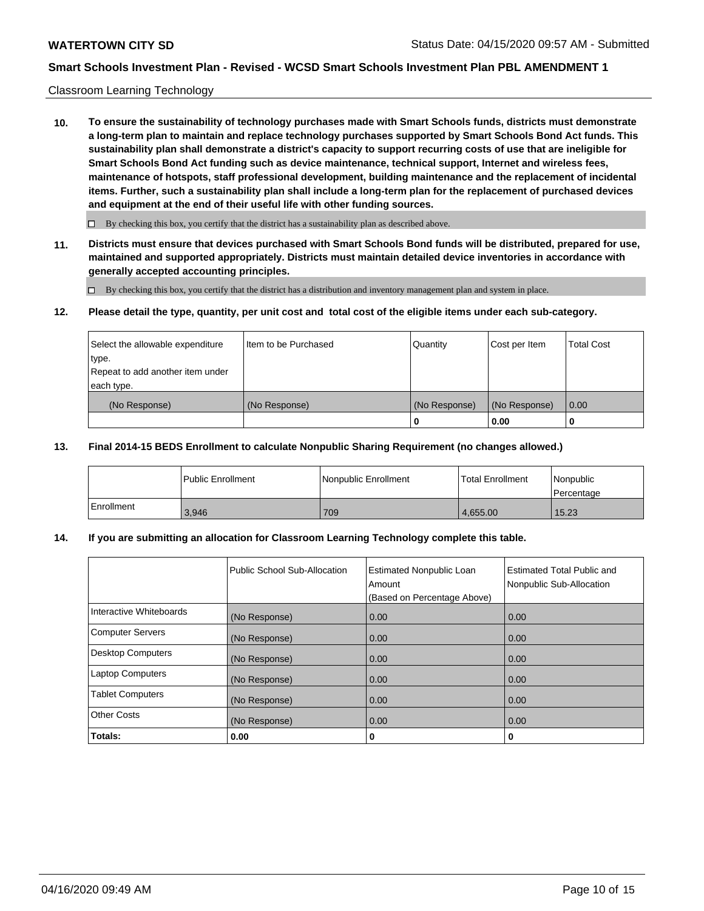Classroom Learning Technology

**10. To ensure the sustainability of technology purchases made with Smart Schools funds, districts must demonstrate a long-term plan to maintain and replace technology purchases supported by Smart Schools Bond Act funds. This sustainability plan shall demonstrate a district's capacity to support recurring costs of use that are ineligible for Smart Schools Bond Act funding such as device maintenance, technical support, Internet and wireless fees, maintenance of hotspots, staff professional development, building maintenance and the replacement of incidental items. Further, such a sustainability plan shall include a long-term plan for the replacement of purchased devices and equipment at the end of their useful life with other funding sources.**

☐ By checking this box, you certify that the district has a sustainability plan as described above.

**11. Districts must ensure that devices purchased with Smart Schools Bond funds will be distributed, prepared for use, maintained and supported appropriately. Districts must maintain detailed device inventories in accordance with generally accepted accounting principles.**

☐ By checking this box, you certify that the district has a distribution and inventory management plan and system in place.

**12. Please detail the type, quantity, per unit cost and total cost of the eligible items under each sub-category.**

| Select the allowable expenditure type. Repeat to add another item under each type. | Item to be Purchased | Quantity | Cost per Item | Total Cost |
|---|---|---|---|---|
| (No Response) | (No Response) | (No Response) | (No Response) | 0.00 |
| | | 0 | 0.00 | 0 |

**13. Final 2014-15 BEDS Enrollment to calculate Nonpublic Sharing Requirement (no changes allowed.)**

| | Public Enrollment | Nonpublic Enrollment | Total Enrollment | Nonpublic Percentage |
|---|---|---|---|---|
| Enrollment | 3,946 | 709 | 4,655.00 | 15.23 |

**14. If you are submitting an allocation for Classroom Learning Technology complete this table.**

| | Public School Sub-Allocation | Estimated Nonpublic Loan Amount (Based on Percentage Above) | Estimated Total Public and Nonpublic Sub-Allocation |
|---|---|---|---|
| Interactive Whiteboards | (No Response) | 0.00 | 0.00 |
| Computer Servers | (No Response) | 0.00 | 0.00 |
| Desktop Computers | (No Response) | 0.00 | 0.00 |
| Laptop Computers | (No Response) | 0.00 | 0.00 |
| Tablet Computers | (No Response) | 0.00 | 0.00 |
| Other Costs | (No Response) | 0.00 | 0.00 |
| **Totals:** | **0.00** | **0** | **0** |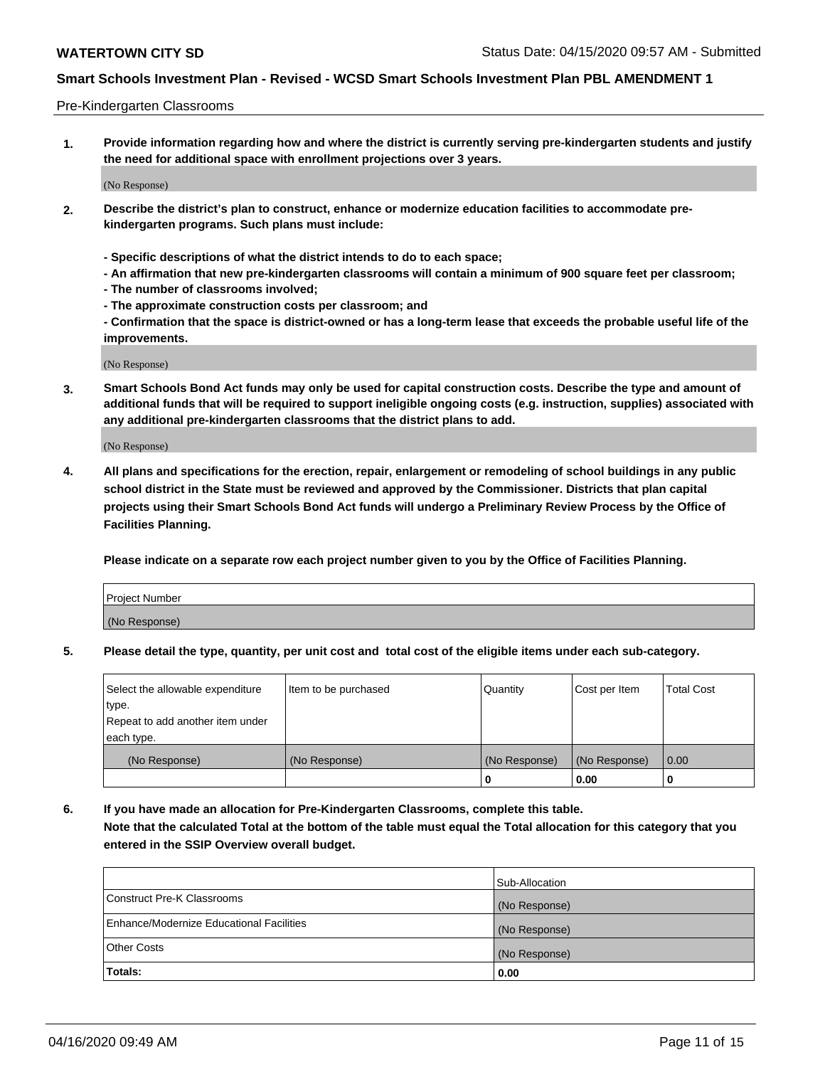Pre-Kindergarten Classrooms

**1. Provide information regarding how and where the district is currently serving pre-kindergarten students and justify the need for additional space with enrollment projections over 3 years.**

(No Response)

**2. Describe the district's plan to construct, enhance or modernize education facilities to accommodate pre-kindergarten programs. Such plans must include:**

**- Specific descriptions of what the district intends to do to each space;**
**- An affirmation that new pre-kindergarten classrooms will contain a minimum of 900 square feet per classroom;**
**- The number of classrooms involved;**
**- The approximate construction costs per classroom; and**
**- Confirmation that the space is district-owned or has a long-term lease that exceeds the probable useful life of the improvements.**

(No Response)

**3. Smart Schools Bond Act funds may only be used for capital construction costs. Describe the type and amount of additional funds that will be required to support ineligible ongoing costs (e.g. instruction, supplies) associated with any additional pre-kindergarten classrooms that the district plans to add.**

(No Response)

**4. All plans and specifications for the erection, repair, enlargement or remodeling of school buildings in any public school district in the State must be reviewed and approved by the Commissioner. Districts that plan capital projects using their Smart Schools Bond Act funds will undergo a Preliminary Review Process by the Office of Facilities Planning.**

**Please indicate on a separate row each project number given to you by the Office of Facilities Planning.**

| Project Number |
| --- |
| (No Response) |

**5. Please detail the type, quantity, per unit cost and total cost of the eligible items under each sub-category.**

| Select the allowable expenditure type. Repeat to add another item under each type. | Item to be purchased | Quantity | Cost per Item | Total Cost |
| --- | --- | --- | --- | --- |
| (No Response) | (No Response) | (No Response) | (No Response) | 0.00 |
| | | 0 | 0.00 | 0 |

**6. If you have made an allocation for Pre-Kindergarten Classrooms, complete this table. Note that the calculated Total at the bottom of the table must equal the Total allocation for this category that you entered in the SSIP Overview overall budget.**

| | Sub-Allocation |
| --- | --- |
| Construct Pre-K Classrooms | (No Response) |
| Enhance/Modernize Educational Facilities | (No Response) |
| Other Costs | (No Response) |
| **Totals:** | **0.00** |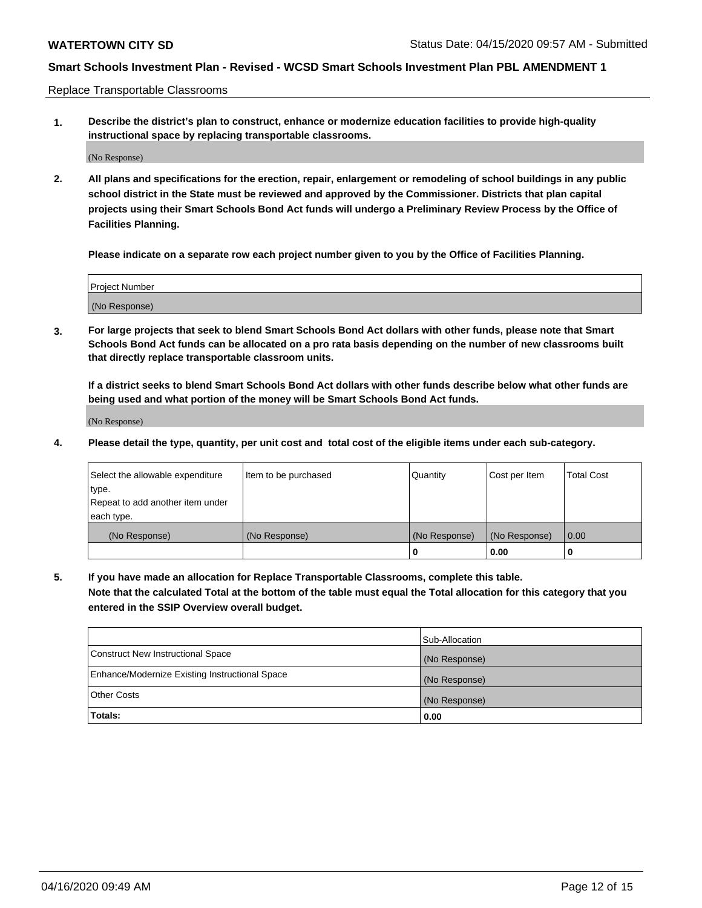Replace Transportable Classrooms

1. **Describe the district's plan to construct, enhance or modernize education facilities to provide high-quality instructional space by replacing transportable classrooms.**

(No Response)

2. **All plans and specifications for the erection, repair, enlargement or remodeling of school buildings in any public school district in the State must be reviewed and approved by the Commissioner. Districts that plan capital projects using their Smart Schools Bond Act funds will undergo a Preliminary Review Process by the Office of Facilities Planning.**

**Please indicate on a separate row each project number given to you by the Office of Facilities Planning.**

| Project Number |
|---|
| (No Response) |

3. **For large projects that seek to blend Smart Schools Bond Act dollars with other funds, please note that Smart Schools Bond Act funds can be allocated on a pro rata basis depending on the number of new classrooms built that directly replace transportable classroom units.**

**If a district seeks to blend Smart Schools Bond Act dollars with other funds describe below what other funds are being used and what portion of the money will be Smart Schools Bond Act funds.**

(No Response)

4. **Please detail the type, quantity, per unit cost and total cost of the eligible items under each sub-category.**

| Select the allowable expenditure type. Repeat to add another item under each type. | Item to be purchased | Quantity | Cost per Item | Total Cost |
|---|---|---|---|---|
| (No Response) | (No Response) | (No Response) | (No Response) | 0.00 |
| | | 0 | 0.00 | 0 |

5. **If you have made an allocation for Replace Transportable Classrooms, complete this table. Note that the calculated Total at the bottom of the table must equal the Total allocation for this category that you entered in the SSIP Overview overall budget.**

| | Sub-Allocation |
|---|---|
| Construct New Instructional Space | (No Response) |
| Enhance/Modernize Existing Instructional Space | (No Response) |
| Other Costs | (No Response) |
| **Totals:** | **0.00** |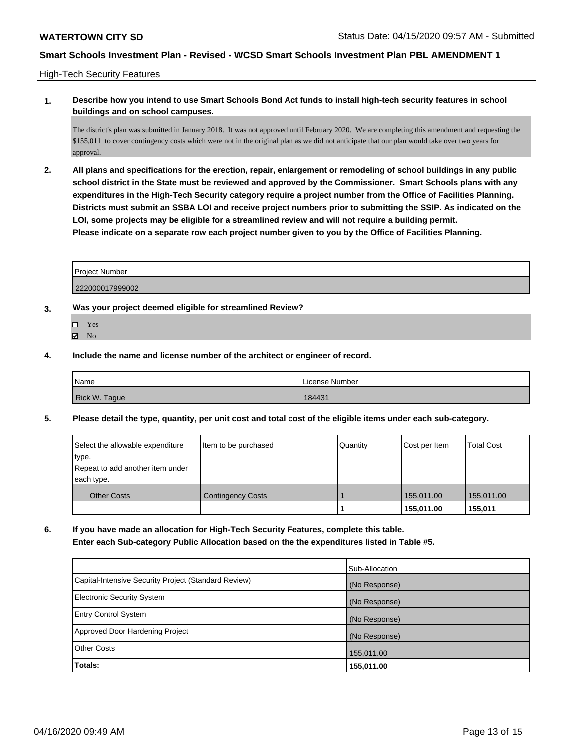## High-Tech Security Features

**1. Describe how you intend to use Smart Schools Bond Act funds to install high-tech security features in school buildings and on school campuses.**

The district's plan was submitted in January 2018. It was not approved until February 2020. We are completing this amendment and requesting the $155,011 to cover contingency costs which were not in the original plan as we did not anticipate that our plan would take over two years for approval.

**2. All plans and specifications for the erection, repair, enlargement or remodeling of school buildings in any public school district in the State must be reviewed and approved by the Commissioner. Smart Schools plans with any expenditures in the High-Tech Security category require a project number from the Office of Facilities Planning. Districts must submit an SSBA LOI and receive project numbers prior to submitting the SSIP. As indicated on the LOI, some projects may be eligible for a streamlined review and will not require a building permit. Please indicate on a separate row each project number given to you by the Office of Facilities Planning.**

| Project Number |
|---|
| 222000017999002 |

**3. Was your project deemed eligible for streamlined Review?**

- ☐ Yes
- ☑ No

**4. Include the name and license number of the architect or engineer of record.**

| Name | License Number |
|---|---|
| Rick W. Tague | 184431 |

**5. Please detail the type, quantity, per unit cost and total cost of the eligible items under each sub-category.**

| Select the allowable expenditure type. Repeat to add another item under each type. | Item to be purchased | Quantity | Cost per Item | Total Cost |
|---|---|---|---|---|
| Other Costs | Contingency Costs | 1 | 155,011.00 | 155,011.00 |
| | | **1** | **155,011.00** | **155,011** |

**6. If you have made an allocation for High-Tech Security Features, complete this table. Enter each Sub-category Public Allocation based on the the expenditures listed in Table #5.**

| | Sub-Allocation |
|---|---|
| Capital-Intensive Security Project (Standard Review) | (No Response) |
| Electronic Security System | (No Response) |
| Entry Control System | (No Response) |
| Approved Door Hardening Project | (No Response) |
| Other Costs | 155,011.00 |
| **Totals:** | **155,011.00** |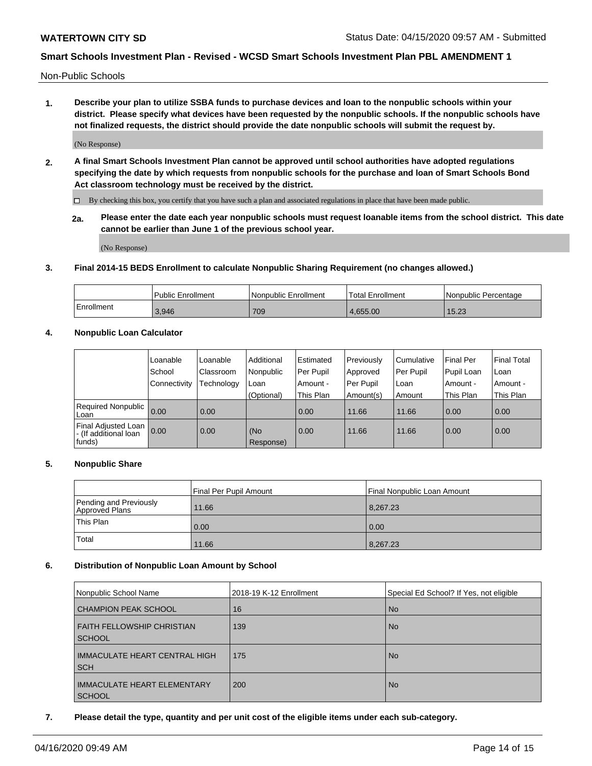Non-Public Schools

**1. Describe your plan to utilize SSBA funds to purchase devices and loan to the nonpublic schools within your district. Please specify what devices have been requested by the nonpublic schools. If the nonpublic schools have not finalized requests, the district should provide the date nonpublic schools will submit the request by.**

(No Response)

**2. A final Smart Schools Investment Plan cannot be approved until school authorities have adopted regulations specifying the date by which requests from nonpublic schools for the purchase and loan of Smart Schools Bond Act classroom technology must be received by the district.**

☐ By checking this box, you certify that you have such a plan and associated regulations in place that have been made public.

**2a. Please enter the date each year nonpublic schools must request loanable items from the school district. This date cannot be earlier than June 1 of the previous school year.**

(No Response)

**3. Final 2014-15 BEDS Enrollment to calculate Nonpublic Sharing Requirement (no changes allowed.)**

| | Public Enrollment | Nonpublic Enrollment | Total Enrollment | Nonpublic Percentage |
|---|---|---|---|---|
| Enrollment | 3,946 | 709 | 4,655.00 | 15.23 |

**4. Nonpublic Loan Calculator**

| | Loanable School Connectivity | Loanable Classroom Technology | Additional Nonpublic Loan (Optional) | Estimated Per Pupil Amount - This Plan | Previously Approved Per Pupil Amount(s) | Cumulative Per Pupil Loan Amount | Final Per Pupil Loan Amount - This Plan | Final Total Loan Amount - This Plan |
|---|---|---|---|---|---|---|---|---|
| Required Nonpublic Loan | 0.00 | 0.00 | | 0.00 | 11.66 | 11.66 | 0.00 | 0.00 |
| Final Adjusted Loan - (If additional loan funds) | 0.00 | 0.00 | (No Response) | 0.00 | 11.66 | 11.66 | 0.00 | 0.00 |

**5. Nonpublic Share**

| | Final Per Pupil Amount | Final Nonpublic Loan Amount |
|---|---|---|
| Pending and Previously Approved Plans | 11.66 | 8,267.23 |
| This Plan | 0.00 | 0.00 |
| Total | 11.66 | 8,267.23 |

**6. Distribution of Nonpublic Loan Amount by School**

| Nonpublic School Name | 2018-19 K-12 Enrollment | Special Ed School? If Yes, not eligible |
|---|---|---|
| CHAMPION PEAK SCHOOL | 16 | No |
| FAITH FELLOWSHIP CHRISTIAN SCHOOL | 139 | No |
| IMMACULATE HEART CENTRAL HIGH SCH | 175 | No |
| IMMACULATE HEART ELEMENTARY SCHOOL | 200 | No |

**7. Please detail the type, quantity and per unit cost of the eligible items under each sub-category.**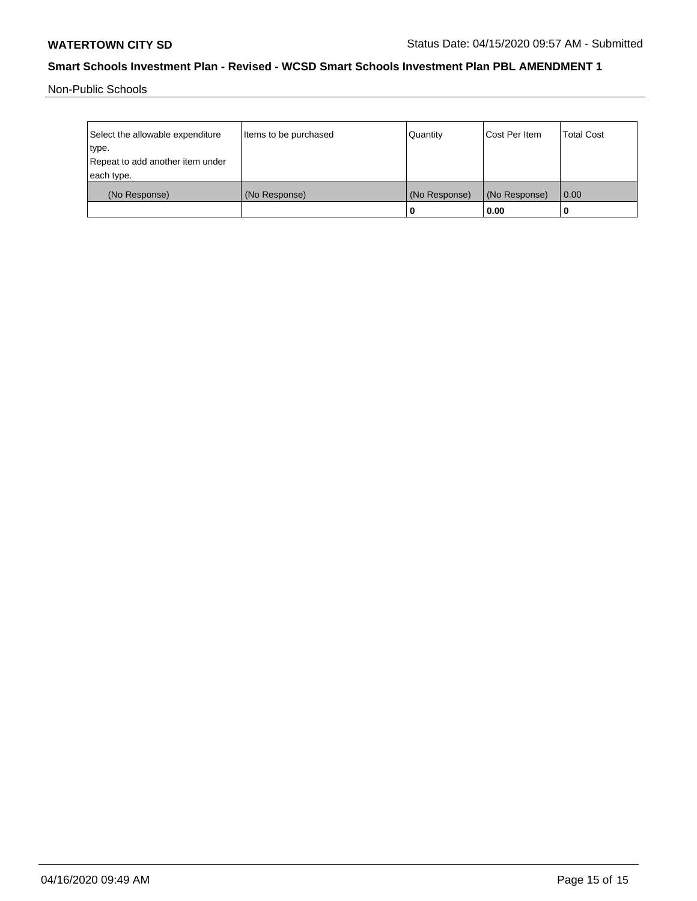Non-Public Schools

| Select the allowable expenditure type. Repeat to add another item under each type. | Items to be purchased | Quantity | Cost Per Item | Total Cost |
| --- | --- | --- | --- | --- |
| (No Response) | (No Response) | (No Response) | (No Response) | 0.00 |
| | | **0** | **0.00** | **0** |